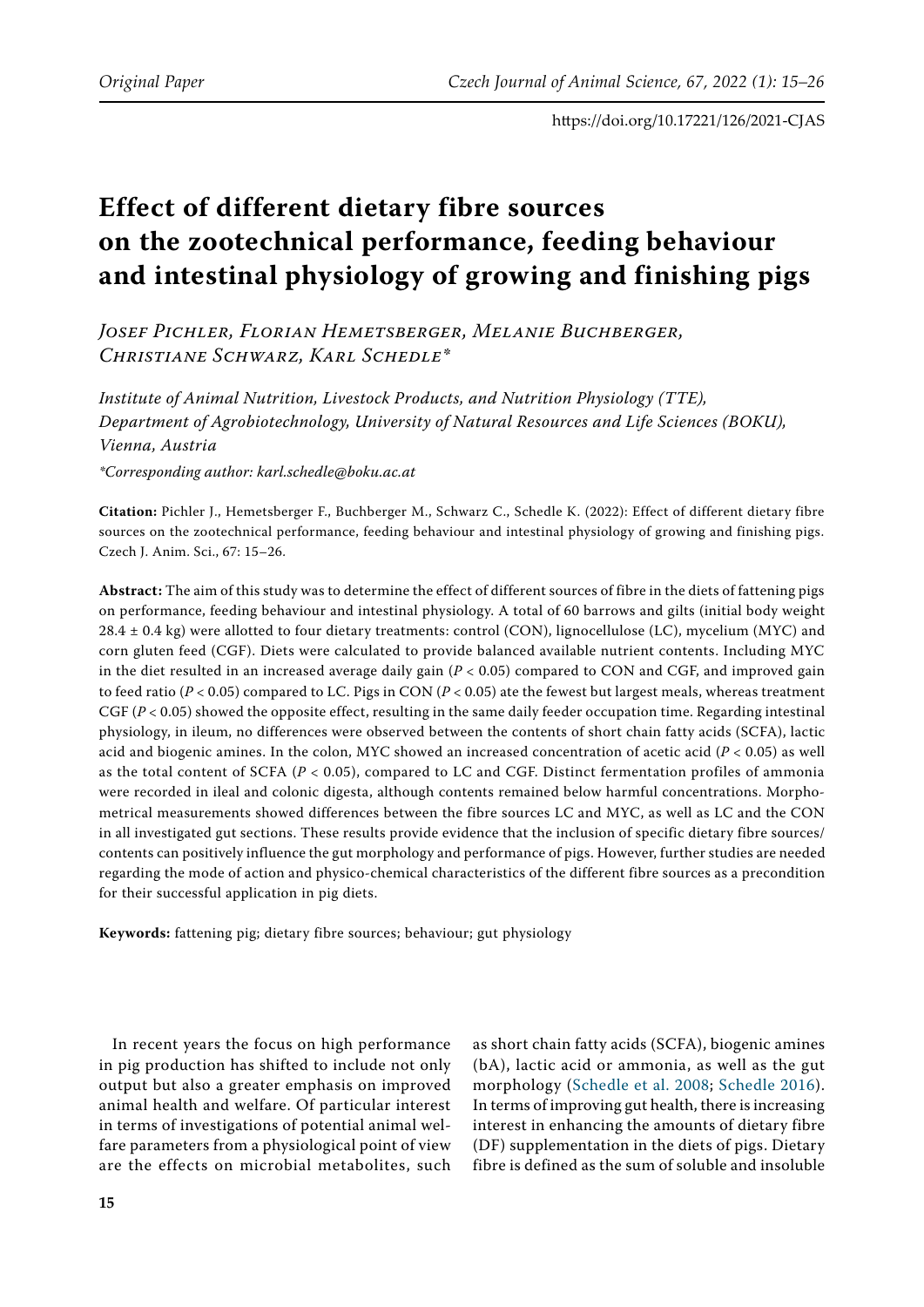# Effect of different dietary fibre sources on the zootechnical performance, feeding behaviour and intestinal physiology of growing and finishing pigs

*Josef Pichler, Florian Hemetsberger, Melanie Buchberger, Christiane Schwarz, Karl Schedle\**

*Institute of Animal Nutrition, Livestock Products, and Nutrition Physiology (TTE), Department of Agrobiotechnology, University of Natural Resources and Life Sciences (BOKU), Vienna, Austria*

*\*Corresponding author: karl.schedle@boku.ac.at*

**Citation:** Pichler J., Hemetsberger F., Buchberger M., Schwarz C., Schedle K. (2022): Effect of different dietary fibre sources on the zootechnical performance, feeding behaviour and intestinal physiology of growing and finishing pigs. Czech J. Anim. Sci., 67: 15–26.

**Abstract:** The aim of this study was to determine the effect of different sources of fibre in the diets of fattening pigs on performance, feeding behaviour and intestinal physiology. A total of 60 barrows and gilts (initial body weight 28.4 ± 0.4 kg) were allotted to four dietary treatments: control (CON), lignocellulose (LC), mycelium (MYC) and corn gluten feed (CGF). Diets were calculated to provide balanced available nutrient contents. Including MYC in the diet resulted in an increased average daily gain ($P < 0.05$) compared to CON and CGF, and improved gain to feed ratio ($P < 0.05$) compared to LC. Pigs in CON ($P < 0.05$) ate the fewest but largest meals, whereas treatment CGF ($P < 0.05$) showed the opposite effect, resulting in the same daily feeder occupation time. Regarding intestinal physiology, in ileum, no differences were observed between the contents of short chain fatty acids (SCFA), lactic acid and biogenic amines. In the colon, MYC showed an increased concentration of acetic acid ($P < 0.05$) as well as the total content of SCFA ($P < 0.05$), compared to LC and CGF. Distinct fermentation profiles of ammonia were recorded in ileal and colonic digesta, although contents remained below harmful concentrations. Morphometrical measurements showed differences between the fibre sources LC and MYC, as well as LC and the CON in all investigated gut sections. These results provide evidence that the inclusion of specific dietary fibre sources/contents can positively influence the gut morphology and performance of pigs. However, further studies are needed regarding the mode of action and physico-chemical characteristics of the different fibre sources as a precondition for their successful application in pig diets.

**Keywords:** fattening pig; dietary fibre sources; behaviour; gut physiology

In recent years the focus on high performance in pig production has shifted to include not only output but also a greater emphasis on improved animal health and welfare. Of particular interest in terms of investigations of potential animal welfare parameters from a physiological point of view are the effects on microbial metabolites, such as short chain fatty acids (SCFA), biogenic amines (bA), lactic acid or ammonia, as well as the gut morphology (Schedle et al. 2008; Schedle 2016). In terms of improving gut health, there is increasing interest in enhancing the amounts of dietary fibre (DF) supplementation in the diets of pigs. Dietary fibre is defined as the sum of soluble and insoluble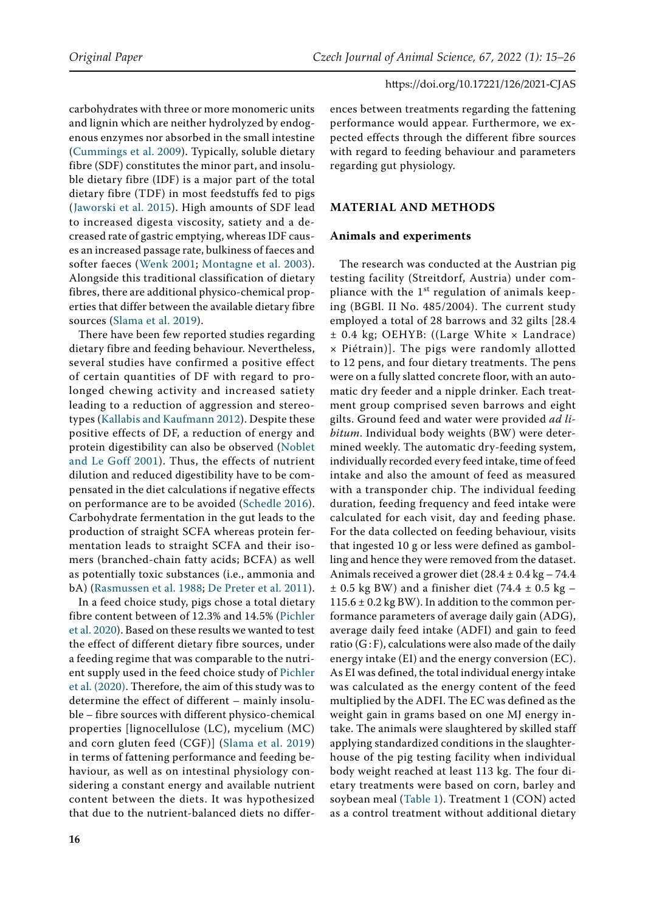carbohydrates with three or more monomeric units and lignin which are neither hydrolyzed by endogenous enzymes nor absorbed in the small intestine (Cummings et al. 2009). Typically, soluble dietary fibre (SDF) constitutes the minor part, and insoluble dietary fibre (IDF) is a major part of the total dietary fibre (TDF) in most feedstuffs fed to pigs (Jaworski et al. 2015). High amounts of SDF lead to increased digesta viscosity, satiety and a decreased rate of gastric emptying, whereas IDF causes an increased passage rate, bulkiness of faeces and softer faeces (Wenk 2001; Montagne et al. 2003). Alongside this traditional classification of dietary fibres, there are additional physico-chemical properties that differ between the available dietary fibre sources (Slama et al. 2019).

There have been few reported studies regarding dietary fibre and feeding behaviour. Nevertheless, several studies have confirmed a positive effect of certain quantities of DF with regard to prolonged chewing activity and increased satiety leading to a reduction of aggression and stereotypes (Kallabis and Kaufmann 2012). Despite these positive effects of DF, a reduction of energy and protein digestibility can also be observed (Noblet and Le Goff 2001). Thus, the effects of nutrient dilution and reduced digestibility have to be compensated in the diet calculations if negative effects on performance are to be avoided (Schedle 2016). Carbohydrate fermentation in the gut leads to the production of straight SCFA whereas protein fermentation leads to straight SCFA and their isomers (branched-chain fatty acids; BCFA) as well as potentially toxic substances (i.e., ammonia and bA) (Rasmussen et al. 1988; De Preter et al. 2011).

In a feed choice study, pigs chose a total dietary fibre content between of 12.3% and 14.5% (Pichler et al. 2020). Based on these results we wanted to test the effect of different dietary fibre sources, under a feeding regime that was comparable to the nutrient supply used in the feed choice study of Pichler et al. (2020). Therefore, the aim of this study was to determine the effect of different – mainly insoluble – fibre sources with different physico-chemical properties [lignocellulose (LC), mycelium (MC) and corn gluten feed (CGF)] (Slama et al. 2019) in terms of fattening performance and feeding behaviour, as well as on intestinal physiology considering a constant energy and available nutrient content between the diets. It was hypothesized that due to the nutrient-balanced diets no differences between treatments regarding the fattening performance would appear. Furthermore, we expected effects through the different fibre sources with regard to feeding behaviour and parameters regarding gut physiology.

## MATERIAL AND METHODS

### Animals and experiments

The research was conducted at the Austrian pig testing facility (Streitdorf, Austria) under compliance with the 1st regulation of animals keeping (BGBl. II No. 485/2004). The current study employed a total of 28 barrows and 32 gilts [28.4 ± 0.4 kg; OEHYB: ((Large White × Landrace) × Piétrain)]. The pigs were randomly allotted to 12 pens, and four dietary treatments. The pens were on a fully slatted concrete floor, with an automatic dry feeder and a nipple drinker. Each treatment group comprised seven barrows and eight gilts. Ground feed and water were provided *ad libitum*. Individual body weights (BW) were determined weekly. The automatic dry-feeding system, individually recorded every feed intake, time of feed intake and also the amount of feed as measured with a transponder chip. The individual feeding duration, feeding frequency and feed intake were calculated for each visit, day and feeding phase. For the data collected on feeding behaviour, visits that ingested 10 g or less were defined as gambolling and hence they were removed from the dataset. Animals received a grower diet (28.4 ± 0.4 kg – 74.4 ± 0.5 kg BW) and a finisher diet (74.4 ± 0.5 kg – 115.6 ± 0.2 kg BW). In addition to the common performance parameters of average daily gain (ADG), average daily feed intake (ADFI) and gain to feed ratio (G : F), calculations were also made of the daily energy intake (EI) and the energy conversion (EC). As EI was defined, the total individual energy intake was calculated as the energy content of the feed multiplied by the ADFI. The EC was defined as the weight gain in grams based on one MJ energy intake. The animals were slaughtered by skilled staff applying standardized conditions in the slaughterhouse of the pig testing facility when individual body weight reached at least 113 kg. The four dietary treatments were based on corn, barley and soybean meal (Table 1). Treatment 1 (CON) acted as a control treatment without additional dietary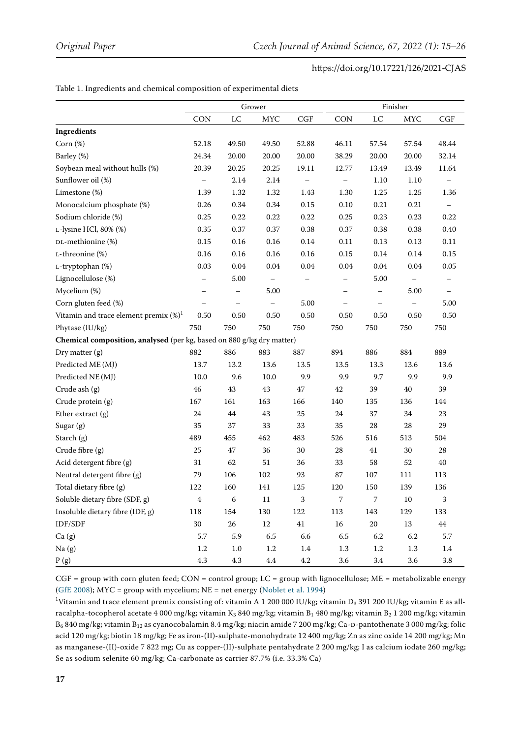Table 1. Ingredients and chemical composition of experimental diets

| | Grower | | | | Finisher | | | |
|---|---|---|---|---|---|---|---|---|
| | CON | LC | MYC | CGF | CON | LC | MYC | CGF |
| **Ingredients** | | | | | | | | |
| Corn (%) | 52.18 | 49.50 | 49.50 | 52.88 | 46.11 | 57.54 | 57.54 | 48.44 |
| Barley (%) | 24.34 | 20.00 | 20.00 | 20.00 | 38.29 | 20.00 | 20.00 | 32.14 |
| Soybean meal without hulls (%) | 20.39 | 20.25 | 20.25 | 19.11 | 12.77 | 13.49 | 13.49 | 11.64 |
| Sunflower oil (%) | – | 2.14 | 2.14 | – | – | 1.10 | 1.10 | – |
| Limestone (%) | 1.39 | 1.32 | 1.32 | 1.43 | 1.30 | 1.25 | 1.25 | 1.36 |
| Monocalcium phosphate (%) | 0.26 | 0.34 | 0.34 | 0.15 | 0.10 | 0.21 | 0.21 | – |
| Sodium chloride (%) | 0.25 | 0.22 | 0.22 | 0.22 | 0.25 | 0.23 | 0.23 | 0.22 |
| L-lysine HCl, 80% (%) | 0.35 | 0.37 | 0.37 | 0.38 | 0.37 | 0.38 | 0.38 | 0.40 |
| DL-methionine (%) | 0.15 | 0.16 | 0.16 | 0.14 | 0.11 | 0.13 | 0.13 | 0.11 |
| L-threonine (%) | 0.16 | 0.16 | 0.16 | 0.16 | 0.15 | 0.14 | 0.14 | 0.15 |
| L-tryptophan (%) | 0.03 | 0.04 | 0.04 | 0.04 | 0.04 | 0.04 | 0.04 | 0.05 |
| Lignocellulose (%) | – | 5.00 | – | – | – | 5.00 | – | – |
| Mycelium (%) | – | – | 5.00 | – | – | – | 5.00 | – |
| Corn gluten feed (%) | – | – | – | 5.00 | – | – | – | 5.00 |
| Vitamin and trace element premix (%)[1] | 0.50 | 0.50 | 0.50 | 0.50 | 0.50 | 0.50 | 0.50 | 0.50 |
| Phytase (IU/kg) | 750 | 750 | 750 | 750 | 750 | 750 | 750 | 750 |
| **Chemical composition, analysed** (per kg, based on 880 g/kg dry matter) | | | | | | | | |
| Dry matter (g) | 882 | 886 | 883 | 887 | 894 | 886 | 884 | 889 |
| Predicted ME (MJ) | 13.7 | 13.2 | 13.6 | 13.5 | 13.5 | 13.3 | 13.6 | 13.6 |
| Predicted NE (MJ) | 10.0 | 9.6 | 10.0 | 9.9 | 9.9 | 9.7 | 9.9 | 9.9 |
| Crude ash (g) | 46 | 43 | 43 | 47 | 42 | 39 | 40 | 39 |
| Crude protein (g) | 167 | 161 | 163 | 166 | 140 | 135 | 136 | 144 |
| Ether extract (g) | 24 | 44 | 43 | 25 | 24 | 37 | 34 | 23 |
| Sugar (g) | 35 | 37 | 33 | 33 | 35 | 28 | 28 | 29 |
| Starch (g) | 489 | 455 | 462 | 483 | 526 | 516 | 513 | 504 |
| Crude fibre (g) | 25 | 47 | 36 | 30 | 28 | 41 | 30 | 28 |
| Acid detergent fibre (g) | 31 | 62 | 51 | 36 | 33 | 58 | 52 | 40 |
| Neutral detergent fibre (g) | 79 | 106 | 102 | 93 | 87 | 107 | 111 | 113 |
| Total dietary fibre (g) | 122 | 160 | 141 | 125 | 120 | 150 | 139 | 136 |
| Soluble dietary fibre (SDF, g) | 4 | 6 | 11 | 3 | 7 | 7 | 10 | 3 |
| Insoluble dietary fibre (IDF, g) | 118 | 154 | 130 | 122 | 113 | 143 | 129 | 133 |
| IDF/SDF | 30 | 26 | 12 | 41 | 16 | 20 | 13 | 44 |
| Ca (g) | 5.7 | 5.9 | 6.5 | 6.6 | 6.5 | 6.2 | 6.2 | 5.7 |
| Na (g) | 1.2 | 1.0 | 1.2 | 1.4 | 1.3 | 1.2 | 1.3 | 1.4 |
| P (g) | 4.3 | 4.3 | 4.4 | 4.2 | 3.6 | 3.4 | 3.6 | 3.8 |

CGF = group with corn gluten feed; CON = control group; LC = group with lignocellulose; ME = metabolizable energy (GfE 2008); MYC = group with mycelium; NE = net energy (Noblet et al. 1994)

[1]Vitamin and trace element premix consisting of: vitamin A 1 200 000 IU/kg; vitamin $D_3$ 391 200 IU/kg; vitamin E as all-racalpha-tocopherol acetate 4 000 mg/kg; vitamin $K_3$ 840 mg/kg; vitamin $B_1$ 480 mg/kg; vitamin $B_2$ 1 200 mg/kg; vitamin $B_6$ 840 mg/kg; vitamin $B_{12}$ as cyanocobalamin 8.4 mg/kg; niacin amide 7 200 mg/kg; Ca-D-pantothenate 3 000 mg/kg; folic acid 120 mg/kg; biotin 18 mg/kg; Fe as iron-(II)-sulphate-monohydrate 12 400 mg/kg; Zn as zinc oxide 14 200 mg/kg; Mn as manganese-(II)-oxide 7 822 mg; Cu as copper-(II)-sulphate pentahydrate 2 200 mg/kg; I as calcium iodate 260 mg/kg; Se as sodium selenite 60 mg/kg; Ca-carbonate as carrier 87.7% (i.e. 33.3% Ca)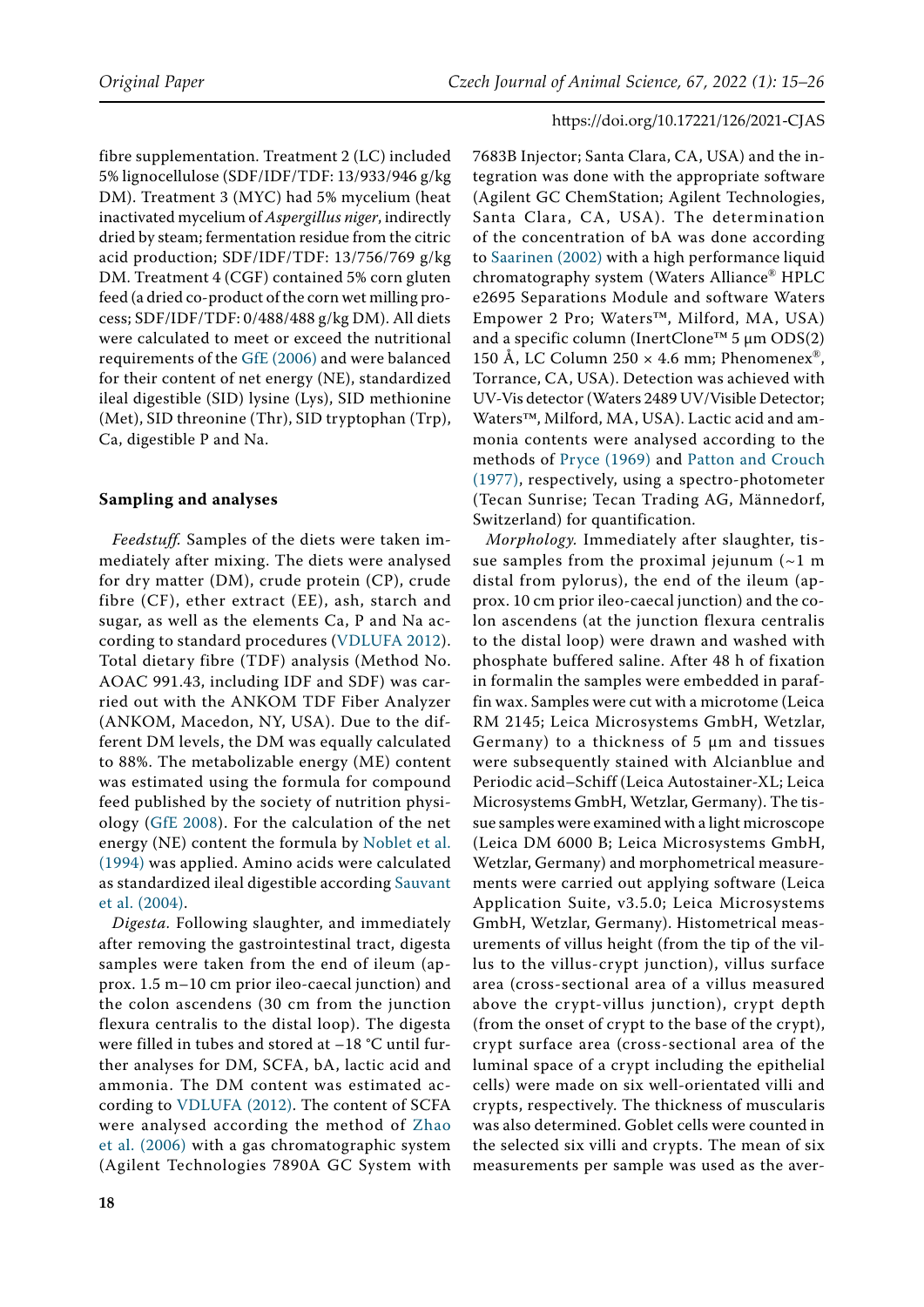fibre supplementation. Treatment 2 (LC) included 5% lignocellulose (SDF/IDF/TDF: 13/933/946 g/kg DM). Treatment 3 (MYC) had 5% mycelium (heat inactivated mycelium of *Aspergillus niger*, indirectly dried by steam; fermentation residue from the citric acid production; SDF/IDF/TDF: 13/756/769 g/kg DM. Treatment 4 (CGF) contained 5% corn gluten feed (a dried co-product of the corn wet milling process; SDF/IDF/TDF: 0/488/488 g/kg DM). All diets were calculated to meet or exceed the nutritional requirements of the GfE (2006) and were balanced for their content of net energy (NE), standardized ileal digestible (SID) lysine (Lys), SID methionine (Met), SID threonine (Thr), SID tryptophan (Trp), Ca, digestible P and Na.

### Sampling and analyses

*Feedstuff.* Samples of the diets were taken immediately after mixing. The diets were analysed for dry matter (DM), crude protein (CP), crude fibre (CF), ether extract (EE), ash, starch and sugar, as well as the elements Ca, P and Na according to standard procedures (VDLUFA 2012). Total dietary fibre (TDF) analysis (Method No. AOAC 991.43, including IDF and SDF) was carried out with the ANKOM TDF Fiber Analyzer (ANKOM, Macedon, NY, USA). Due to the different DM levels, the DM was equally calculated to 88%. The metabolizable energy (ME) content was estimated using the formula for compound feed published by the society of nutrition physiology (GfE 2008). For the calculation of the net energy (NE) content the formula by Noblet et al. (1994) was applied. Amino acids were calculated as standardized ileal digestible according Sauvant et al. (2004).

*Digesta.* Following slaughter, and immediately after removing the gastrointestinal tract, digesta samples were taken from the end of ileum (approx. 1.5 m–10 cm prior ileo-caecal junction) and the colon ascendens (30 cm from the junction flexura centralis to the distal loop). The digesta were filled in tubes and stored at –18 °C until further analyses for DM, SCFA, bA, lactic acid and ammonia. The DM content was estimated according to VDLUFA (2012). The content of SCFA were analysed according the method of Zhao et al. (2006) with a gas chromatographic system (Agilent Technologies 7890A GC System with 7683B Injector; Santa Clara, CA, USA) and the integration was done with the appropriate software (Agilent GC ChemStation; Agilent Technologies, Santa Clara, CA, USA). The determination of the concentration of bA was done according to Saarinen (2002) with a high performance liquid chromatography system (Waters Alliance® HPLC e2695 Separations Module and software Waters Empower 2 Pro; Waters™, Milford, MA, USA) and a specific column (InertClone™ 5 µm ODS(2) 150 Å, LC Column 250 × 4.6 mm; Phenomenex®, Torrance, CA, USA). Detection was achieved with UV-Vis detector (Waters 2489 UV/Visible Detector; Waters™, Milford, MA, USA). Lactic acid and ammonia contents were analysed according to the methods of Pryce (1969) and Patton and Crouch (1977), respectively, using a spectro-photometer (Tecan Sunrise; Tecan Trading AG, Männedorf, Switzerland) for quantification.

*Morphology.* Immediately after slaughter, tissue samples from the proximal jejunum (~1 m distal from pylorus), the end of the ileum (approx. 10 cm prior ileo-caecal junction) and the colon ascendens (at the junction flexura centralis to the distal loop) were drawn and washed with phosphate buffered saline. After 48 h of fixation in formalin the samples were embedded in paraffin wax. Samples were cut with a microtome (Leica RM 2145; Leica Microsystems GmbH, Wetzlar, Germany) to a thickness of 5 µm and tissues were subsequently stained with Alcianblue and Periodic acid–Schiff (Leica Autostainer-XL; Leica Microsystems GmbH, Wetzlar, Germany). The tissue samples were examined with a light microscope (Leica DM 6000 B; Leica Microsystems GmbH, Wetzlar, Germany) and morphometrical measurements were carried out applying software (Leica Application Suite, v3.5.0; Leica Microsystems GmbH, Wetzlar, Germany). Histometrical measurements of villus height (from the tip of the villus to the villus-crypt junction), villus surface area (cross-sectional area of a villus measured above the crypt-villus junction), crypt depth (from the onset of crypt to the base of the crypt), crypt surface area (cross-sectional area of the luminal space of a crypt including the epithelial cells) were made on six well-orientated villi and crypts, respectively. The thickness of muscularis was also determined. Goblet cells were counted in the selected six villi and crypts. The mean of six measurements per sample was used as the aver-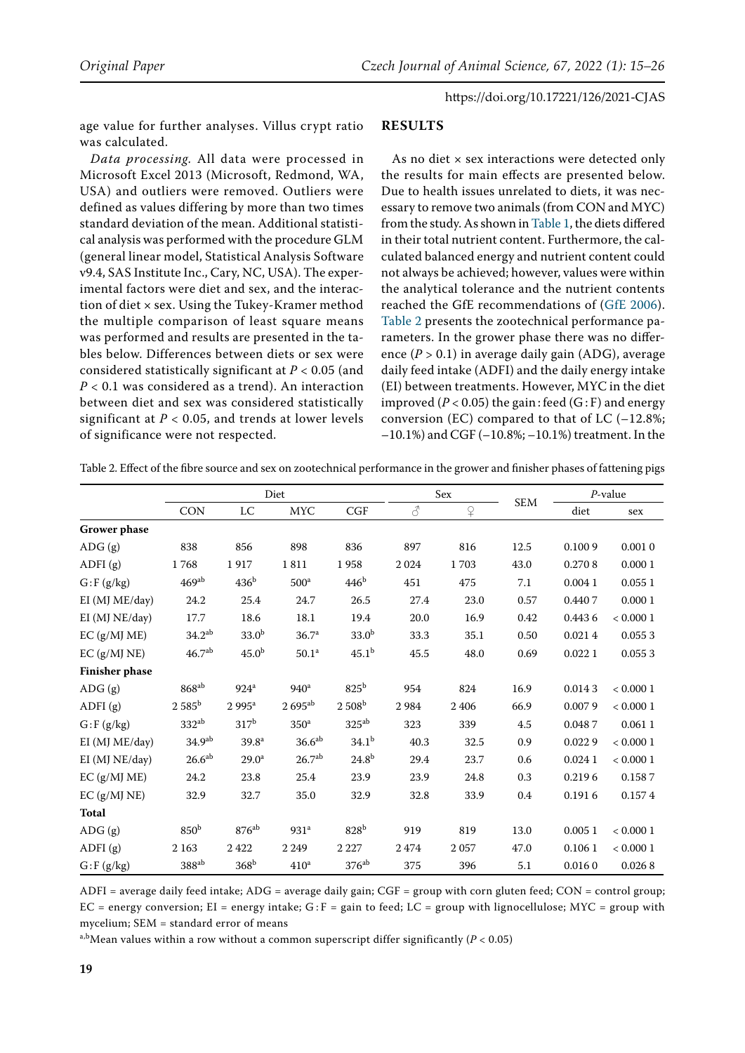age value for further analyses. Villus crypt ratio was calculated.

*Data processing.* All data were processed in Microsoft Excel 2013 (Microsoft, Redmond, WA, USA) and outliers were removed. Outliers were defined as values differing by more than two times standard deviation of the mean. Additional statistical analysis was performed with the procedure GLM (general linear model, Statistical Analysis Software v9.4, SAS Institute Inc., Cary, NC, USA). The experimental factors were diet and sex, and the interaction of diet × sex. Using the Tukey-Kramer method the multiple comparison of least square means was performed and results are presented in the tables below. Differences between diets or sex were considered statistically significant at $P < 0.05$ (and $P < 0.1$ was considered as a trend). An interaction between diet and sex was considered statistically significant at $P < 0.05$, and trends at lower levels of significance were not respected.

## RESULTS

As no diet × sex interactions were detected only the results for main effects are presented below. Due to health issues unrelated to diets, it was necessary to remove two animals (from CON and MYC) from the study. As shown in Table 1, the diets differed in their total nutrient content. Furthermore, the calculated balanced energy and nutrient content could not always be achieved; however, values were within the analytical tolerance and the nutrient contents reached the GfE recommendations of (GfE 2006). Table 2 presents the zootechnical performance parameters. In the grower phase there was no difference ($P > 0.1$) in average daily gain (ADG), average daily feed intake (ADFI) and the daily energy intake (EI) between treatments. However, MYC in the diet improved ($P < 0.05$) the gain : feed (G : F) and energy conversion (EC) compared to that of LC (–12.8%; –10.1%) and CGF (–10.8%; –10.1%) treatment. In the

Table 2. Effect of the fibre source and sex on zootechnical performance in the grower and finisher phases of fattening pigs

| | Diet | | | | Sex | | SEM | *P*-value | |
|---|---|---|---|---|---|---|---|---|---|
| | CON | LC | MYC | CGF | ♂ | ♀ | | diet | sex |
| **Grower phase** | | | | | | | | | |
| ADG (g) | 838 | 856 | 898 | 836 | 897 | 816 | 12.5 | 0.100 9 | 0.001 0 |
| ADFI (g) | 1 768 | 1 917 | 1 811 | 1 958 | 2 024 | 1 703 | 43.0 | 0.270 8 | 0.000 1 |
| G : F (g/kg) | 469$^{ab}$ | 436$^{b}$ | 500$^{a}$ | 446$^{b}$ | 451 | 475 | 7.1 | 0.004 1 | 0.055 1 |
| EI (MJ ME/day) | 24.2 | 25.4 | 24.7 | 26.5 | 27.4 | 23.0 | 0.57 | 0.440 7 | 0.000 1 |
| EI (MJ NE/day) | 17.7 | 18.6 | 18.1 | 19.4 | 20.0 | 16.9 | 0.42 | 0.443 6 | < 0.000 1 |
| EC (g/MJ ME) | 34.2$^{ab}$ | 33.0$^{b}$ | 36.7$^{a}$ | 33.0$^{b}$ | 33.3 | 35.1 | 0.50 | 0.021 4 | 0.055 3 |
| EC (g/MJ NE) | 46.7$^{ab}$ | 45.0$^{b}$ | 50.1$^{a}$ | 45.1$^{b}$ | 45.5 | 48.0 | 0.69 | 0.022 1 | 0.055 3 |
| **Finisher phase** | | | | | | | | | |
| ADG (g) | 868$^{ab}$ | 924$^{a}$ | 940$^{a}$ | 825$^{b}$ | 954 | 824 | 16.9 | 0.014 3 | < 0.000 1 |
| ADFI (g) | 2 585$^{b}$ | 2 995$^{a}$ | 2 695$^{ab}$ | 2 508$^{b}$ | 2 984 | 2 406 | 66.9 | 0.007 9 | < 0.000 1 |
| G : F (g/kg) | 332$^{ab}$ | 317$^{b}$ | 350$^{a}$ | 325$^{ab}$ | 323 | 339 | 4.5 | 0.048 7 | 0.061 1 |
| EI (MJ ME/day) | 34.9$^{ab}$ | 39.8$^{a}$ | 36.6$^{ab}$ | 34.1$^{b}$ | 40.3 | 32.5 | 0.9 | 0.022 9 | < 0.000 1 |
| EI (MJ NE/day) | 26.6$^{ab}$ | 29.0$^{a}$ | 26.7$^{ab}$ | 24.8$^{b}$ | 29.4 | 23.7 | 0.6 | 0.024 1 | < 0.000 1 |
| EC (g/MJ ME) | 24.2 | 23.8 | 25.4 | 23.9 | 23.9 | 24.8 | 0.3 | 0.219 6 | 0.158 7 |
| EC (g/MJ NE) | 32.9 | 32.7 | 35.0 | 32.9 | 32.8 | 33.9 | 0.4 | 0.191 6 | 0.157 4 |
| **Total** | | | | | | | | | |
| ADG (g) | 850$^{b}$ | 876$^{ab}$ | 931$^{a}$ | 828$^{b}$ | 919 | 819 | 13.0 | 0.005 1 | < 0.000 1 |
| ADFI (g) | 2 163 | 2 422 | 2 249 | 2 227 | 2 474 | 2 057 | 47.0 | 0.106 1 | < 0.000 1 |
| G : F (g/kg) | 388$^{ab}$ | 368$^{b}$ | 410$^{a}$ | 376$^{ab}$ | 375 | 396 | 5.1 | 0.016 0 | 0.026 8 |

ADFI = average daily feed intake; ADG = average daily gain; CGF = group with corn gluten feed; CON = control group; EC = energy conversion; EI = energy intake; G : F = gain to feed; LC = group with lignocellulose; MYC = group with mycelium; SEM = standard error of means

$^{a,b}$Mean values within a row without a common superscript differ significantly ($P < 0.05$)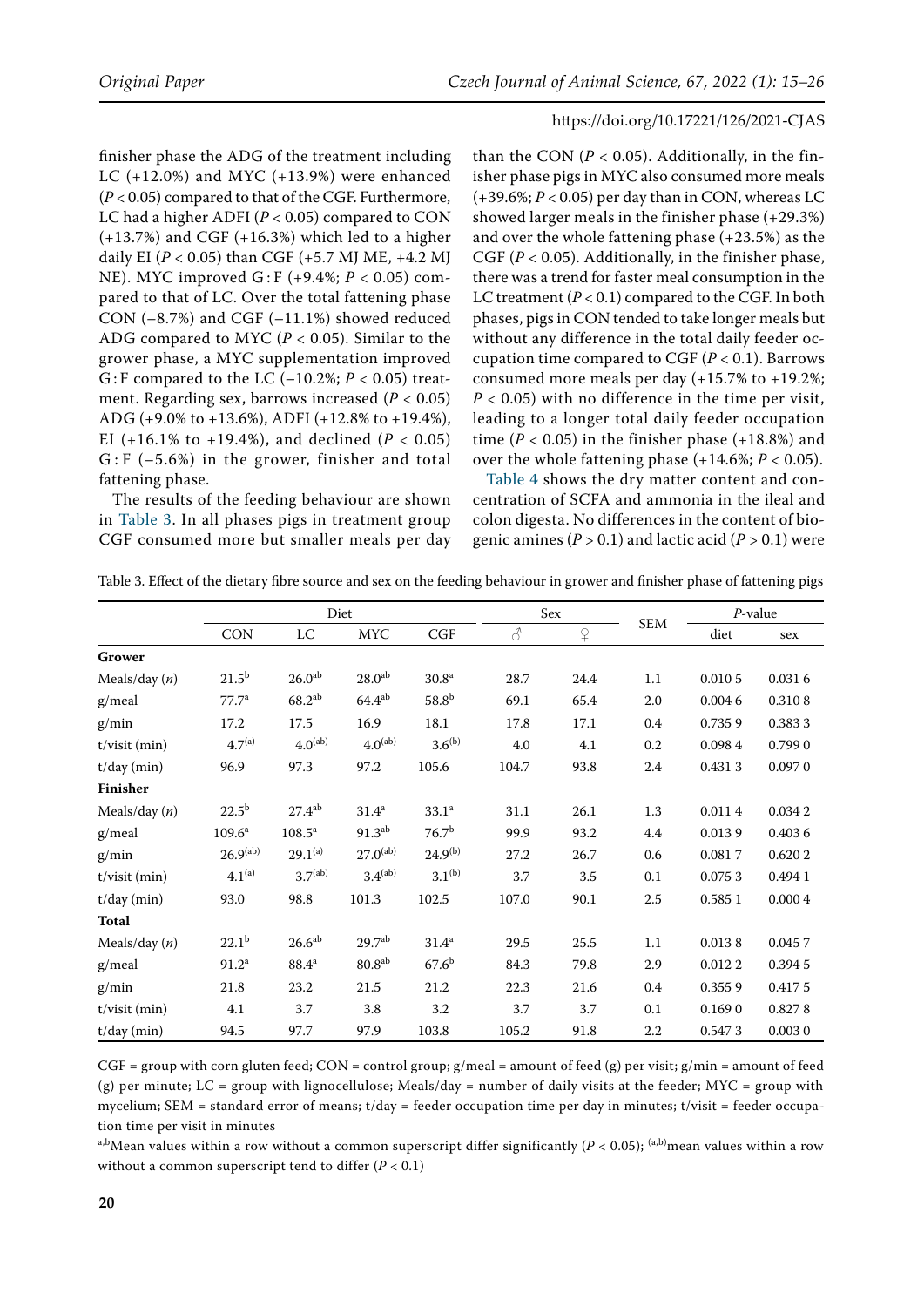finisher phase the ADG of the treatment including LC (+12.0%) and MYC (+13.9%) were enhanced ($P < 0.05$) compared to that of the CGF. Furthermore, LC had a higher ADFI ($P < 0.05$) compared to CON (+13.7%) and CGF (+16.3%) which led to a higher daily EI ($P < 0.05$) than CGF (+5.7 MJ ME, +4.2 MJ NE). MYC improved G : F (+9.4%; $P < 0.05$) compared to that of LC. Over the total fattening phase CON (–8.7%) and CGF (–11.1%) showed reduced ADG compared to MYC ($P < 0.05$). Similar to the grower phase, a MYC supplementation improved G : F compared to the LC (–10.2%; $P < 0.05$) treatment. Regarding sex, barrows increased ($P < 0.05$) ADG (+9.0% to +13.6%), ADFI (+12.8% to +19.4%), EI (+16.1% to +19.4%), and declined ($P < 0.05$) G : F (–5.6%) in the grower, finisher and total fattening phase.

The results of the feeding behaviour are shown in Table 3. In all phases pigs in treatment group CGF consumed more but smaller meals per day than the CON ($P < 0.05$). Additionally, in the finisher phase pigs in MYC also consumed more meals (+39.6%; $P < 0.05$) per day than in CON, whereas LC showed larger meals in the finisher phase (+29.3%) and over the whole fattening phase (+23.5%) as the CGF ($P < 0.05$). Additionally, in the finisher phase, there was a trend for faster meal consumption in the LC treatment ($P < 0.1$) compared to the CGF. In both phases, pigs in CON tended to take longer meals but without any difference in the total daily feeder occupation time compared to CGF ($P < 0.1$). Barrows consumed more meals per day (+15.7% to +19.2%; $P < 0.05$) with no difference in the time per visit, leading to a longer total daily feeder occupation time ($P < 0.05$) in the finisher phase (+18.8%) and over the whole fattening phase (+14.6%; $P < 0.05$).

Table 4 shows the dry matter content and concentration of SCFA and ammonia in the ileal and colon digesta. No differences in the content of biogenic amines ($P > 0.1$) and lactic acid ($P > 0.1$) were

Table 3. Effect of the dietary fibre source and sex on the feeding behaviour in grower and finisher phase of fattening pigs

| | Diet | | | | Sex | | SEM | *P*-value | |
|---|---|---|---|---|---|---|---|---|---|
| | CON | LC | MYC | CGF | ♂ | ♀ | | diet | sex |
| **Grower** | | | | | | | | | |
| Meals/day (*n*) | 21.5[b] | 26.0[ab] | 28.0[ab] | 30.8[a] | 28.7 | 24.4 | 1.1 | 0.010 5 | 0.031 6 |
| g/meal | 77.7[a] | 68.2[ab] | 64.4[ab] | 58.8[b] | 69.1 | 65.4 | 2.0 | 0.004 6 | 0.310 8 |
| g/min | 17.2 | 17.5 | 16.9 | 18.1 | 17.8 | 17.1 | 0.4 | 0.735 9 | 0.383 3 |
| t/visit (min) | 4.7[(a)] | 4.0[(ab)] | 4.0[(ab)] | 3.6[(b)] | 4.0 | 4.1 | 0.2 | 0.098 4 | 0.799 0 |
| t/day (min) | 96.9 | 97.3 | 97.2 | 105.6 | 104.7 | 93.8 | 2.4 | 0.431 3 | 0.097 0 |
| **Finisher** | | | | | | | | | |
| Meals/day (*n*) | 22.5[b] | 27.4[ab] | 31.4[a] | 33.1[a] | 31.1 | 26.1 | 1.3 | 0.011 4 | 0.034 2 |
| g/meal | 109.6[a] | 108.5[a] | 91.3[ab] | 76.7[b] | 99.9 | 93.2 | 4.4 | 0.013 9 | 0.403 6 |
| g/min | 26.9[(ab)] | 29.1[(a)] | 27.0[(ab)] | 24.9[(b)] | 27.2 | 26.7 | 0.6 | 0.081 7 | 0.620 2 |
| t/visit (min) | 4.1[(a)] | 3.7[(ab)] | 3.4[(ab)] | 3.1[(b)] | 3.7 | 3.5 | 0.1 | 0.075 3 | 0.494 1 |
| t/day (min) | 93.0 | 98.8 | 101.3 | 102.5 | 107.0 | 90.1 | 2.5 | 0.585 1 | 0.000 4 |
| **Total** | | | | | | | | | |
| Meals/day (*n*) | 22.1[b] | 26.6[ab] | 29.7[ab] | 31.4[a] | 29.5 | 25.5 | 1.1 | 0.013 8 | 0.045 7 |
| g/meal | 91.2[a] | 88.4[a] | 80.8[ab] | 67.6[b] | 84.3 | 79.8 | 2.9 | 0.012 2 | 0.394 5 |
| g/min | 21.8 | 23.2 | 21.5 | 21.2 | 22.3 | 21.6 | 0.4 | 0.355 9 | 0.417 5 |
| t/visit (min) | 4.1 | 3.7 | 3.8 | 3.2 | 3.7 | 3.7 | 0.1 | 0.169 0 | 0.827 8 |
| t/day (min) | 94.5 | 97.7 | 97.9 | 103.8 | 105.2 | 91.8 | 2.2 | 0.547 3 | 0.003 0 |

CGF = group with corn gluten feed; CON = control group; g/meal = amount of feed (g) per visit; g/min = amount of feed (g) per minute; LC = group with lignocellulose; Meals/day = number of daily visits at the feeder; MYC = group with mycelium; SEM = standard error of means; t/day = feeder occupation time per day in minutes; t/visit = feeder occupation time per visit in minutes

[a,b]Mean values within a row without a common superscript differ significantly ($P < 0.05$); [(a,b)]mean values within a row without a common superscript tend to differ ($P < 0.1$)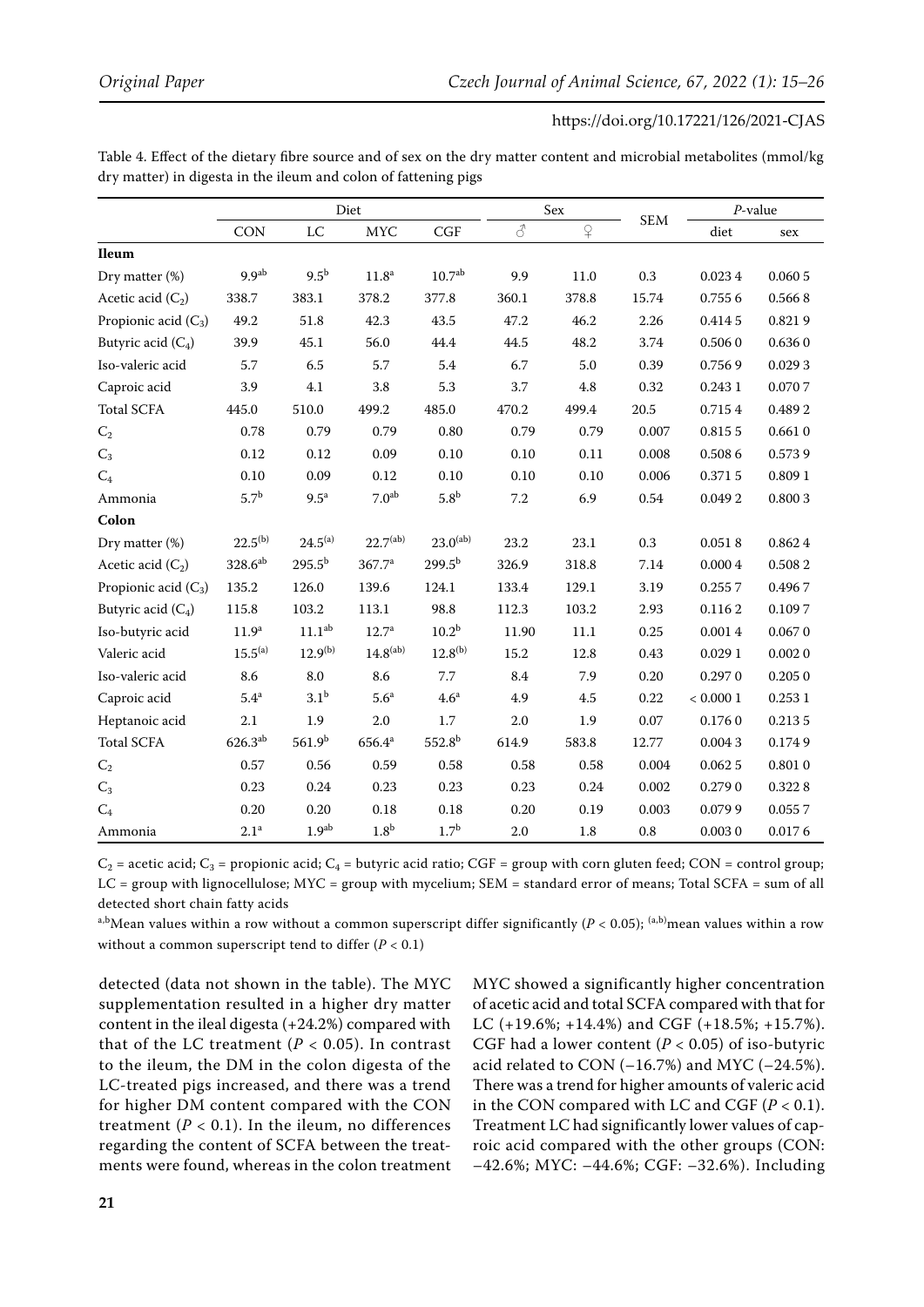Table 4. Effect of the dietary fibre source and of sex on the dry matter content and microbial metabolites (mmol/kg dry matter) in digesta in the ileum and colon of fattening pigs

| | Diet | | | | Sex | | SEM | *P*-value | |
|---|---|---|---|---|---|---|---|---|---|
| | CON | LC | MYC | CGF | ♂ | ♀ | | diet | sex |
| **Ileum** | | | | | | | | | |
| Dry matter (%) | 9.9[ab] | 9.5[b] | 11.8[a] | 10.7[ab] | 9.9 | 11.0 | 0.3 | 0.023 4 | 0.060 5 |
| Acetic acid ($C_2$) | 338.7 | 383.1 | 378.2 | 377.8 | 360.1 | 378.8 | 15.74 | 0.755 6 | 0.566 8 |
| Propionic acid ($C_3$) | 49.2 | 51.8 | 42.3 | 43.5 | 47.2 | 46.2 | 2.26 | 0.414 5 | 0.821 9 |
| Butyric acid ($C_4$) | 39.9 | 45.1 | 56.0 | 44.4 | 44.5 | 48.2 | 3.74 | 0.506 0 | 0.636 0 |
| Iso-valeric acid | 5.7 | 6.5 | 5.7 | 5.4 | 6.7 | 5.0 | 0.39 | 0.756 9 | 0.029 3 |
| Caproic acid | 3.9 | 4.1 | 3.8 | 5.3 | 3.7 | 4.8 | 0.32 | 0.243 1 | 0.070 7 |
| Total SCFA | 445.0 | 510.0 | 499.2 | 485.0 | 470.2 | 499.4 | 20.5 | 0.715 4 | 0.489 2 |
| $C_2$ | 0.78 | 0.79 | 0.79 | 0.80 | 0.79 | 0.79 | 0.007 | 0.815 5 | 0.661 0 |
| $C_3$ | 0.12 | 0.12 | 0.09 | 0.10 | 0.10 | 0.11 | 0.008 | 0.508 6 | 0.573 9 |
| $C_4$ | 0.10 | 0.09 | 0.12 | 0.10 | 0.10 | 0.10 | 0.006 | 0.371 5 | 0.809 1 |
| Ammonia | 5.7[b] | 9.5[a] | 7.0[ab] | 5.8[b] | 7.2 | 6.9 | 0.54 | 0.049 2 | 0.800 3 |
| **Colon** | | | | | | | | | |
| Dry matter (%) | 22.5[(b)] | 24.5[(a)] | 22.7[(ab)] | 23.0[(ab)] | 23.2 | 23.1 | 0.3 | 0.051 8 | 0.862 4 |
| Acetic acid ($C_2$) | 328.6[ab] | 295.5[b] | 367.7[a] | 299.5[b] | 326.9 | 318.8 | 7.14 | 0.000 4 | 0.508 2 |
| Propionic acid ($C_3$) | 135.2 | 126.0 | 139.6 | 124.1 | 133.4 | 129.1 | 3.19 | 0.255 7 | 0.496 7 |
| Butyric acid ($C_4$) | 115.8 | 103.2 | 113.1 | 98.8 | 112.3 | 103.2 | 2.93 | 0.116 2 | 0.109 7 |
| Iso-butyric acid | 11.9[a] | 11.1[ab] | 12.7[a] | 10.2[b] | 11.90 | 11.1 | 0.25 | 0.001 4 | 0.067 0 |
| Valeric acid | 15.5[(a)] | 12.9[(b)] | 14.8[(ab)] | 12.8[(b)] | 15.2 | 12.8 | 0.43 | 0.029 1 | 0.002 0 |
| Iso-valeric acid | 8.6 | 8.0 | 8.6 | 7.7 | 8.4 | 7.9 | 0.20 | 0.297 0 | 0.205 0 |
| Caproic acid | 5.4[a] | 3.1[b] | 5.6[a] | 4.6[a] | 4.9 | 4.5 | 0.22 | < 0.000 1 | 0.253 1 |
| Heptanoic acid | 2.1 | 1.9 | 2.0 | 1.7 | 2.0 | 1.9 | 0.07 | 0.176 0 | 0.213 5 |
| Total SCFA | 626.3[ab] | 561.9[b] | 656.4[a] | 552.8[b] | 614.9 | 583.8 | 12.77 | 0.004 3 | 0.174 9 |
| $C_2$ | 0.57 | 0.56 | 0.59 | 0.58 | 0.58 | 0.58 | 0.004 | 0.062 5 | 0.801 0 |
| $C_3$ | 0.23 | 0.24 | 0.23 | 0.23 | 0.23 | 0.24 | 0.002 | 0.279 0 | 0.322 8 |
| $C_4$ | 0.20 | 0.20 | 0.18 | 0.18 | 0.20 | 0.19 | 0.003 | 0.079 9 | 0.055 7 |
| Ammonia | 2.1[a] | 1.9[ab] | 1.8[b] | 1.7[b] | 2.0 | 1.8 | 0.8 | 0.003 0 | 0.017 6 |

$C_2$ = acetic acid; $C_3$ = propionic acid; $C_4$ = butyric acid ratio; CGF = group with corn gluten feed; CON = control group; LC = group with lignocellulose; MYC = group with mycelium; SEM = standard error of means; Total SCFA = sum of all detected short chain fatty acids

[a,b]Mean values within a row without a common superscript differ significantly ($P < 0.05$); [(a,b)]mean values within a row without a common superscript tend to differ ($P < 0.1$)

detected (data not shown in the table). The MYC supplementation resulted in a higher dry matter content in the ileal digesta (+24.2%) compared with that of the LC treatment ($P < 0.05$). In contrast to the ileum, the DM in the colon digesta of the LC-treated pigs increased, and there was a trend for higher DM content compared with the CON treatment ($P < 0.1$). In the ileum, no differences regarding the content of SCFA between the treatments were found, whereas in the colon treatment MYC showed a significantly higher concentration of acetic acid and total SCFA compared with that for LC (+19.6%; +14.4%) and CGF (+18.5%; +15.7%). CGF had a lower content ($P < 0.05$) of iso-butyric acid related to CON (–16.7%) and MYC (–24.5%). There was a trend for higher amounts of valeric acid in the CON compared with LC and CGF ($P < 0.1$). Treatment LC had significantly lower values of caproic acid compared with the other groups (CON: –42.6%; MYC: –44.6%; CGF: –32.6%). Including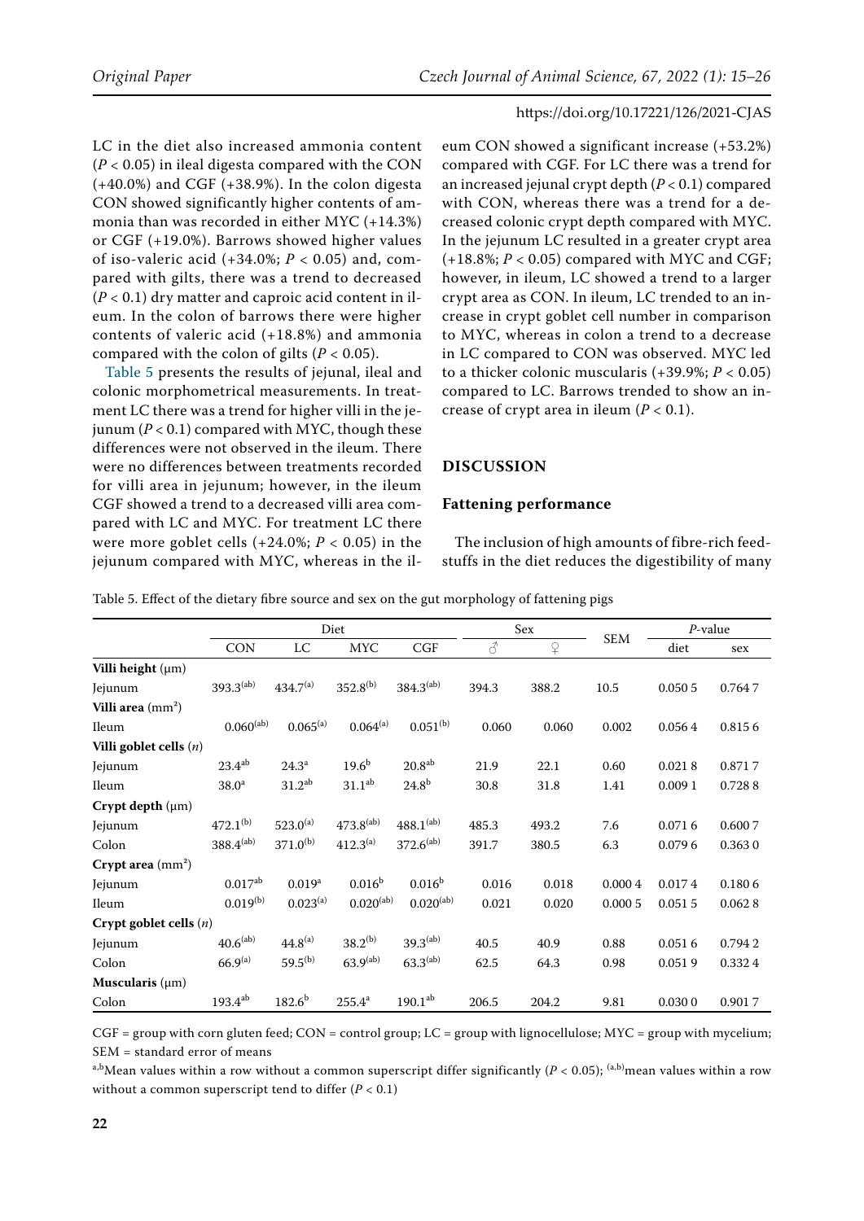LC in the diet also increased ammonia content ($P < 0.05$) in ileal digesta compared with the CON (+40.0%) and CGF (+38.9%). In the colon digesta CON showed significantly higher contents of ammonia than was recorded in either MYC (+14.3%) or CGF (+19.0%). Barrows showed higher values of iso-valeric acid (+34.0%; $P < 0.05$) and, compared with gilts, there was a trend to decreased ($P < 0.1$) dry matter and caproic acid content in ileum. In the colon of barrows there were higher contents of valeric acid (+18.8%) and ammonia compared with the colon of gilts ($P < 0.05$).

Table 5 presents the results of jejunal, ileal and colonic morphometrical measurements. In treatment LC there was a trend for higher villi in the jejunum ($P < 0.1$) compared with MYC, though these differences were not observed in the ileum. There were no differences between treatments recorded for villi area in jejunum; however, in the ileum CGF showed a trend to a decreased villi area compared with LC and MYC. For treatment LC there were more goblet cells (+24.0%; $P < 0.05$) in the jejunum compared with MYC, whereas in the ileum CON showed a significant increase (+53.2%) compared with CGF. For LC there was a trend for an increased jejunal crypt depth ($P < 0.1$) compared with CON, whereas there was a trend for a decreased colonic crypt depth compared with MYC. In the jejunum LC resulted in a greater crypt area (+18.8%; $P < 0.05$) compared with MYC and CGF; however, in ileum, LC showed a trend to a larger crypt area as CON. In ileum, LC trended to an increase in crypt goblet cell number in comparison to MYC, whereas in colon a trend to a decrease in LC compared to CON was observed. MYC led to a thicker colonic muscularis (+39.9%; $P < 0.05$) compared to LC. Barrows trended to show an increase of crypt area in ileum ($P < 0.1$).

## DISCUSSION

### Fattening performance

The inclusion of high amounts of fibre-rich feedstuffs in the diet reduces the digestibility of many

Table 5. Effect of the dietary fibre source and sex on the gut morphology of fattening pigs

| | Diet | | | | Sex | | SEM | *P*-value | |
|---|---|---|---|---|---|---|---|---|---|
| | CON | LC | MYC | CGF | ♂ | ♀ | | diet | sex |
| **Villi height** (μm) | | | | | | | | | |
| Jejunum | $393.3^{(ab)}$ | $434.7^{(a)}$ | $352.8^{(b)}$ | $384.3^{(ab)}$ | 394.3 | 388.2 | 10.5 | 0.050 5 | 0.764 7 |
| **Villi area** (mm²) | | | | | | | | | |
| Ileum | $0.060^{(ab)}$ | $0.065^{(a)}$ | $0.064^{(a)}$ | $0.051^{(b)}$ | 0.060 | 0.060 | 0.002 | 0.056 4 | 0.815 6 |
| **Villi goblet cells** (*n*) | | | | | | | | | |
| Jejunum | $23.4^{ab}$ | $24.3^{a}$ | $19.6^{b}$ | $20.8^{ab}$ | 21.9 | 22.1 | 0.60 | 0.021 8 | 0.871 7 |
| Ileum | $38.0^{a}$ | $31.2^{ab}$ | $31.1^{ab}$ | $24.8^{b}$ | 30.8 | 31.8 | 1.41 | 0.009 1 | 0.728 8 |
| **Crypt depth** (μm) | | | | | | | | | |
| Jejunum | $472.1^{(b)}$ | $523.0^{(a)}$ | $473.8^{(ab)}$ | $488.1^{(ab)}$ | 485.3 | 493.2 | 7.6 | 0.071 6 | 0.600 7 |
| Colon | $388.4^{(ab)}$ | $371.0^{(b)}$ | $412.3^{(a)}$ | $372.6^{(ab)}$ | 391.7 | 380.5 | 6.3 | 0.079 6 | 0.363 0 |
| **Crypt area** (mm²) | | | | | | | | | |
| Jejunum | $0.017^{ab}$ | $0.019^{a}$ | $0.016^{b}$ | $0.016^{b}$ | 0.016 | 0.018 | 0.000 4 | 0.017 4 | 0.180 6 |
| Ileum | $0.019^{(b)}$ | $0.023^{(a)}$ | $0.020^{(ab)}$ | $0.020^{(ab)}$ | 0.021 | 0.020 | 0.000 5 | 0.051 5 | 0.062 8 |
| **Crypt goblet cells** (*n*) | | | | | | | | | |
| Jejunum | $40.6^{(ab)}$ | $44.8^{(a)}$ | $38.2^{(b)}$ | $39.3^{(ab)}$ | 40.5 | 40.9 | 0.88 | 0.051 6 | 0.794 2 |
| Colon | $66.9^{(a)}$ | $59.5^{(b)}$ | $63.9^{(ab)}$ | $63.3^{(ab)}$ | 62.5 | 64.3 | 0.98 | 0.051 9 | 0.332 4 |
| **Muscularis** (μm) | | | | | | | | | |
| Colon | $193.4^{ab}$ | $182.6^{b}$ | $255.4^{a}$ | $190.1^{ab}$ | 206.5 | 204.2 | 9.81 | 0.030 0 | 0.901 7 |

CGF = group with corn gluten feed; CON = control group; LC = group with lignocellulose; MYC = group with mycelium; SEM = standard error of means

[a,b]Mean values within a row without a common superscript differ significantly ($P < 0.05$); [(a,b)]mean values within a row without a common superscript tend to differ ($P < 0.1$)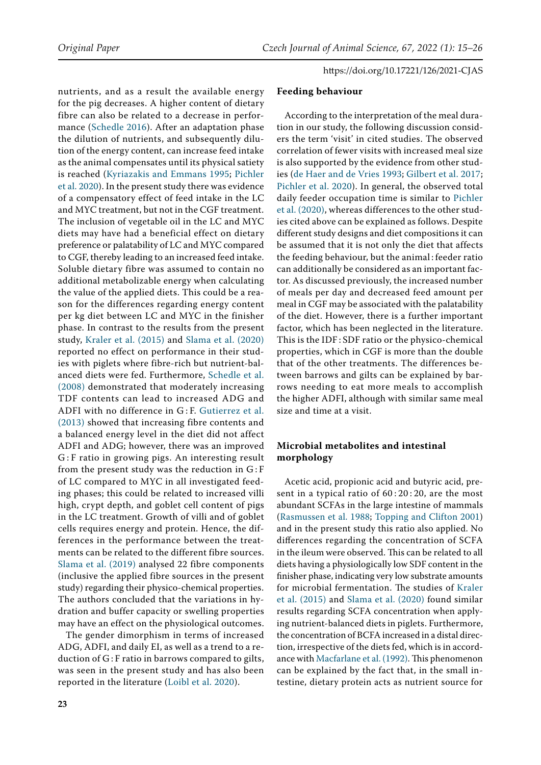nutrients, and as a result the available energy for the pig decreases. A higher content of dietary fibre can also be related to a decrease in performance (Schedle 2016). After an adaptation phase the dilution of nutrients, and subsequently dilution of the energy content, can increase feed intake as the animal compensates until its physical satiety is reached (Kyriazakis and Emmans 1995; Pichler et al. 2020). In the present study there was evidence of a compensatory effect of feed intake in the LC and MYC treatment, but not in the CGF treatment. The inclusion of vegetable oil in the LC and MYC diets may have had a beneficial effect on dietary preference or palatability of LC and MYC compared to CGF, thereby leading to an increased feed intake. Soluble dietary fibre was assumed to contain no additional metabolizable energy when calculating the value of the applied diets. This could be a reason for the differences regarding energy content per kg diet between LC and MYC in the finisher phase. In contrast to the results from the present study, Kraler et al. (2015) and Slama et al. (2020) reported no effect on performance in their studies with piglets where fibre-rich but nutrient-balanced diets were fed. Furthermore, Schedle et al. (2008) demonstrated that moderately increasing TDF contents can lead to increased ADG and ADFI with no difference in G : F. Gutierrez et al. (2013) showed that increasing fibre contents and a balanced energy level in the diet did not affect ADFI and ADG; however, there was an improved G : F ratio in growing pigs. An interesting result from the present study was the reduction in G : F of LC compared to MYC in all investigated feeding phases; this could be related to increased villi high, crypt depth, and goblet cell content of pigs in the LC treatment. Growth of villi and of goblet cells requires energy and protein. Hence, the differences in the performance between the treatments can be related to the different fibre sources. Slama et al. (2019) analysed 22 fibre components (inclusive the applied fibre sources in the present study) regarding their physico-chemical properties. The authors concluded that the variations in hydration and buffer capacity or swelling properties may have an effect on the physiological outcomes.

The gender dimorphism in terms of increased ADG, ADFI, and daily EI, as well as a trend to a reduction of G : F ratio in barrows compared to gilts, was seen in the present study and has also been reported in the literature (Loibl et al. 2020).

## Feeding behaviour

According to the interpretation of the meal duration in our study, the following discussion considers the term 'visit' in cited studies. The observed correlation of fewer visits with increased meal size is also supported by the evidence from other studies (de Haer and de Vries 1993; Gilbert et al. 2017; Pichler et al. 2020). In general, the observed total daily feeder occupation time is similar to Pichler et al. (2020), whereas differences to the other studies cited above can be explained as follows. Despite different study designs and diet compositions it can be assumed that it is not only the diet that affects the feeding behaviour, but the animal : feeder ratio can additionally be considered as an important factor. As discussed previously, the increased number of meals per day and decreased feed amount per meal in CGF may be associated with the palatability of the diet. However, there is a further important factor, which has been neglected in the literature. This is the IDF : SDF ratio or the physico-chemical properties, which in CGF is more than the double that of the other treatments. The differences between barrows and gilts can be explained by barrows needing to eat more meals to accomplish the higher ADFI, although with similar same meal size and time at a visit.

## Microbial metabolites and intestinal morphology

Acetic acid, propionic acid and butyric acid, present in a typical ratio of 60 : 20 : 20, are the most abundant SCFAs in the large intestine of mammals (Rasmussen et al. 1988; Topping and Clifton 2001) and in the present study this ratio also applied. No differences regarding the concentration of SCFA in the ileum were observed. This can be related to all diets having a physiologically low SDF content in the finisher phase, indicating very low substrate amounts for microbial fermentation. The studies of Kraler et al. (2015) and Slama et al. (2020) found similar results regarding SCFA concentration when applying nutrient-balanced diets in piglets. Furthermore, the concentration of BCFA increased in a distal direction, irrespective of the diets fed, which is in accordance with Macfarlane et al. (1992). This phenomenon can be explained by the fact that, in the small intestine, dietary protein acts as nutrient source for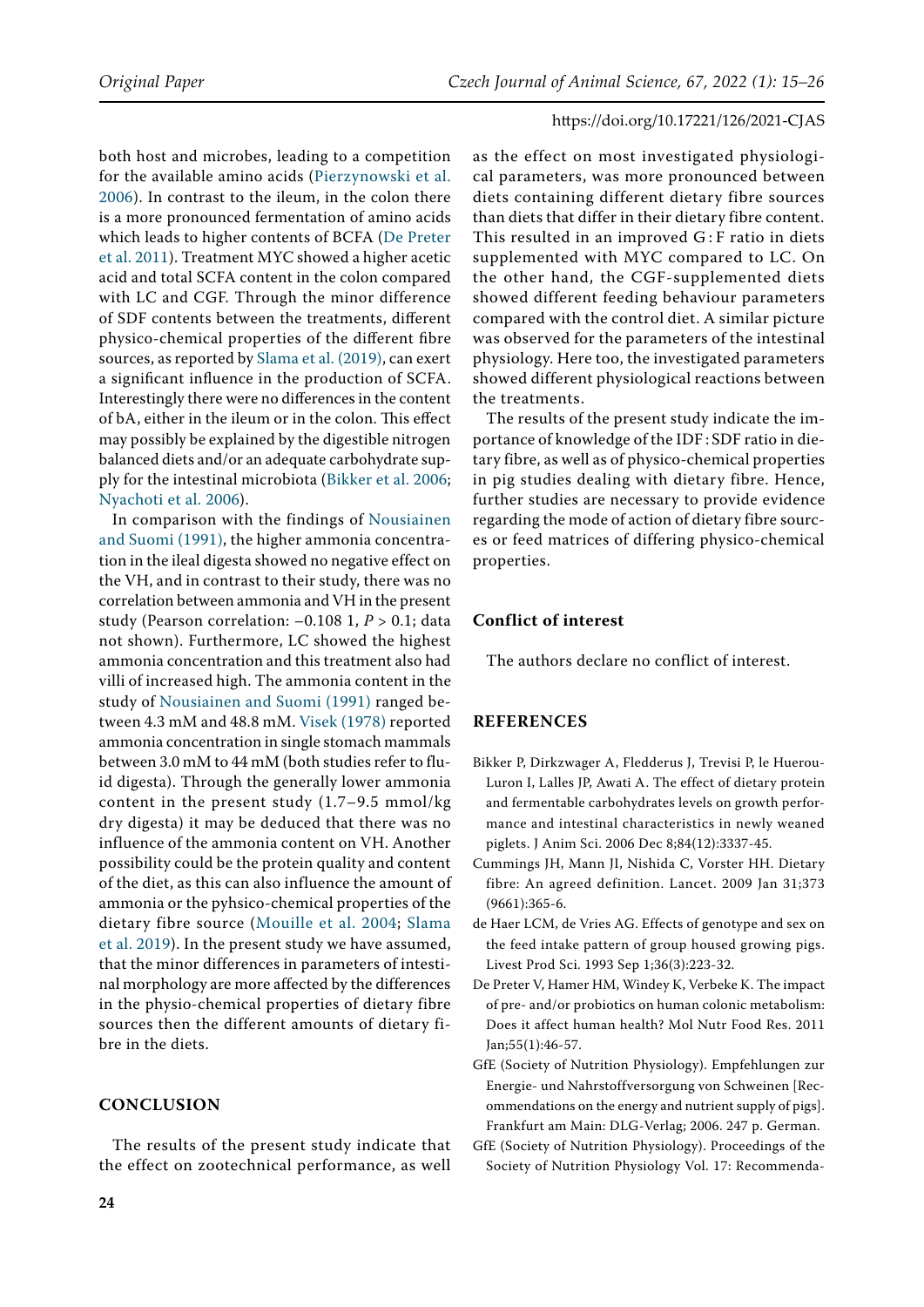both host and microbes, leading to a competition for the available amino acids (Pierzynowski et al. 2006). In contrast to the ileum, in the colon there is a more pronounced fermentation of amino acids which leads to higher contents of BCFA (De Preter et al. 2011). Treatment MYC showed a higher acetic acid and total SCFA content in the colon compared with LC and CGF. Through the minor difference of SDF contents between the treatments, different physico-chemical properties of the different fibre sources, as reported by Slama et al. (2019), can exert a significant influence in the production of SCFA. Interestingly there were no differences in the content of bA, either in the ileum or in the colon. This effect may possibly be explained by the digestible nitrogen balanced diets and/or an adequate carbohydrate supply for the intestinal microbiota (Bikker et al. 2006; Nyachoti et al. 2006).

In comparison with the findings of Nousiainen and Suomi (1991), the higher ammonia concentration in the ileal digesta showed no negative effect on the VH, and in contrast to their study, there was no correlation between ammonia and VH in the present study (Pearson correlation: −0.108 1, $P > 0.1$; data not shown). Furthermore, LC showed the highest ammonia concentration and this treatment also had villi of increased high. The ammonia content in the study of Nousiainen and Suomi (1991) ranged between 4.3 mM and 48.8 mM. Visek (1978) reported ammonia concentration in single stomach mammals between 3.0 mM to 44 mM (both studies refer to fluid digesta). Through the generally lower ammonia content in the present study (1.7–9.5 mmol/kg dry digesta) it may be deduced that there was no influence of the ammonia content on VH. Another possibility could be the protein quality and content of the diet, as this can also influence the amount of ammonia or the pyhsico-chemical properties of the dietary fibre source (Mouille et al. 2004; Slama et al. 2019). In the present study we have assumed, that the minor differences in parameters of intestinal morphology are more affected by the differences in the physio-chemical properties of dietary fibre sources then the different amounts of dietary fibre in the diets.

## CONCLUSION

The results of the present study indicate that the effect on zootechnical performance, as well as the effect on most investigated physiological parameters, was more pronounced between diets containing different dietary fibre sources than diets that differ in their dietary fibre content. This resulted in an improved G : F ratio in diets supplemented with MYC compared to LC. On the other hand, the CGF-supplemented diets showed different feeding behaviour parameters compared with the control diet. A similar picture was observed for the parameters of the intestinal physiology. Here too, the investigated parameters showed different physiological reactions between the treatments.

The results of the present study indicate the importance of knowledge of the IDF : SDF ratio in dietary fibre, as well as of physico-chemical properties in pig studies dealing with dietary fibre. Hence, further studies are necessary to provide evidence regarding the mode of action of dietary fibre sources or feed matrices of differing physico-chemical properties.

## Conflict of interest

The authors declare no conflict of interest.

## REFERENCES

Bikker P, Dirkzwager A, Fledderus J, Trevisi P, le Huerou-Luron I, Lalles JP, Awati A. The effect of dietary protein and fermentable carbohydrates levels on growth performance and intestinal characteristics in newly weaned piglets. J Anim Sci. 2006 Dec 8;84(12):3337-45.

Cummings JH, Mann JI, Nishida C, Vorster HH. Dietary fibre: An agreed definition. Lancet. 2009 Jan 31;373 (9661):365-6.

de Haer LCM, de Vries AG. Effects of genotype and sex on the feed intake pattern of group housed growing pigs. Livest Prod Sci. 1993 Sep 1;36(3):223-32.

De Preter V, Hamer HM, Windey K, Verbeke K. The impact of pre- and/or probiotics on human colonic metabolism: Does it affect human health? Mol Nutr Food Res. 2011 Jan;55(1):46-57.

GfE (Society of Nutrition Physiology). Empfehlungen zur Energie- und Nahrstoffversorgung von Schweinen [Recommendations on the energy and nutrient supply of pigs]. Frankfurt am Main: DLG-Verlag; 2006. 247 p. German.

GfE (Society of Nutrition Physiology). Proceedings of the Society of Nutrition Physiology Vol. 17: Recommenda-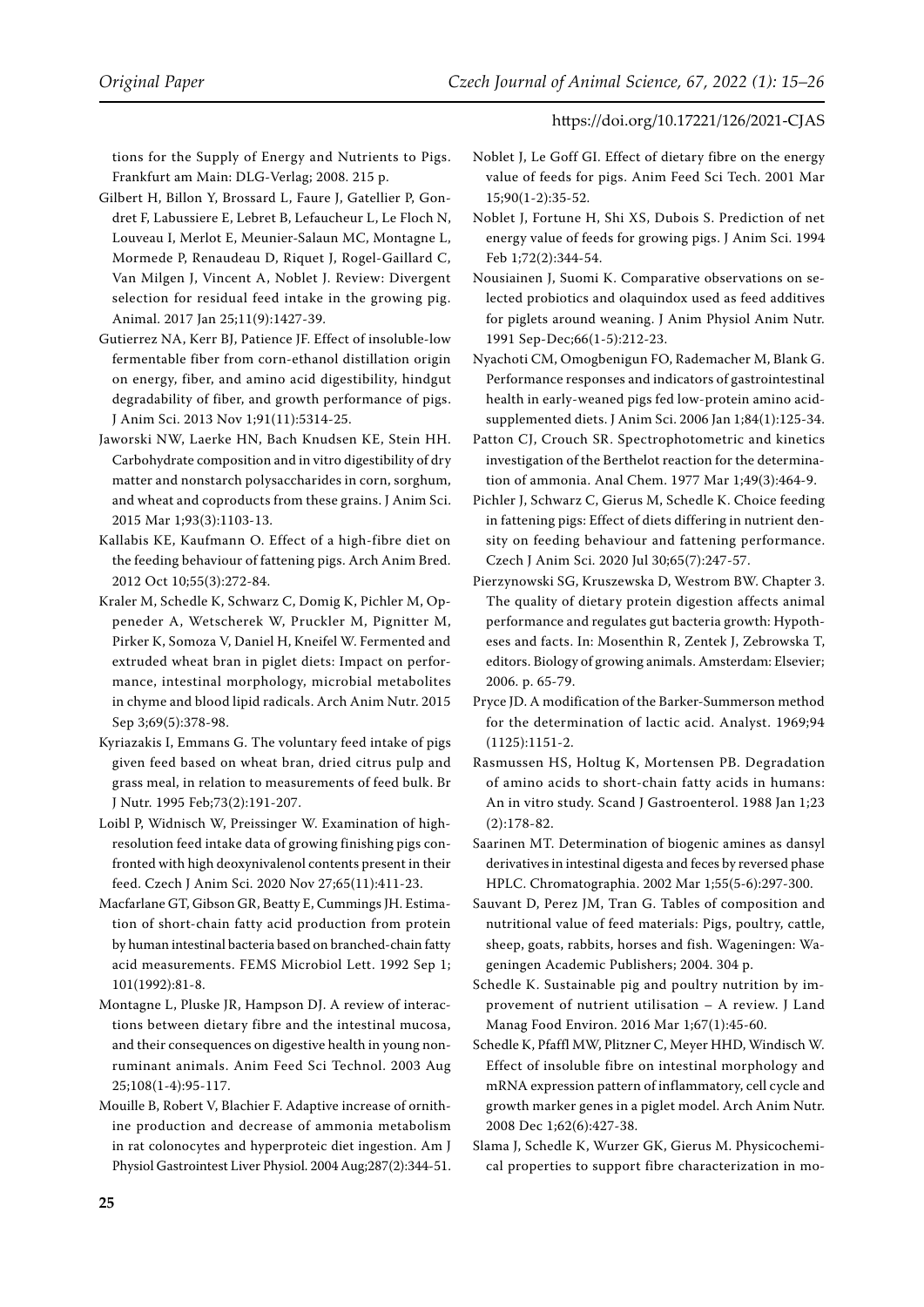tions for the Supply of Energy and Nutrients to Pigs. Frankfurt am Main: DLG-Verlag; 2008. 215 p.

Gilbert H, Billon Y, Brossard L, Faure J, Gatellier P, Gondret F, Labussiere E, Lebret B, Lefaucheur L, Le Floch N, Louveau I, Merlot E, Meunier-Salaun MC, Montagne L, Mormede P, Renaudeau D, Riquet J, Rogel-Gaillard C, Van Milgen J, Vincent A, Noblet J. Review: Divergent selection for residual feed intake in the growing pig. Animal. 2017 Jan 25;11(9):1427-39.

Gutierrez NA, Kerr BJ, Patience JF. Effect of insoluble-low fermentable fiber from corn-ethanol distillation origin on energy, fiber, and amino acid digestibility, hindgut degradability of fiber, and growth performance of pigs. J Anim Sci. 2013 Nov 1;91(11):5314-25.

Jaworski NW, Laerke HN, Bach Knudsen KE, Stein HH. Carbohydrate composition and in vitro digestibility of dry matter and nonstarch polysaccharides in corn, sorghum, and wheat and coproducts from these grains. J Anim Sci. 2015 Mar 1;93(3):1103-13.

Kallabis KE, Kaufmann O. Effect of a high-fibre diet on the feeding behaviour of fattening pigs. Arch Anim Bred. 2012 Oct 10;55(3):272-84.

Kraler M, Schedle K, Schwarz C, Domig K, Pichler M, Oppeneder A, Wetscherek W, Pruckler M, Pignitter M, Pirker K, Somoza V, Daniel H, Kneifel W. Fermented and extruded wheat bran in piglet diets: Impact on performance, intestinal morphology, microbial metabolites in chyme and blood lipid radicals. Arch Anim Nutr. 2015 Sep 3;69(5):378-98.

Kyriazakis I, Emmans G. The voluntary feed intake of pigs given feed based on wheat bran, dried citrus pulp and grass meal, in relation to measurements of feed bulk. Br J Nutr. 1995 Feb;73(2):191-207.

Loibl P, Widnisch W, Preissinger W. Examination of high-resolution feed intake data of growing finishing pigs confronted with high deoxynivalenol contents present in their feed. Czech J Anim Sci. 2020 Nov 27;65(11):411-23.

Macfarlane GT, Gibson GR, Beatty E, Cummings JH. Estimation of short-chain fatty acid production from protein by human intestinal bacteria based on branched-chain fatty acid measurements. FEMS Microbiol Lett. 1992 Sep 1; 101(1992):81-8.

Montagne L, Pluske JR, Hampson DJ. A review of interactions between dietary fibre and the intestinal mucosa, and their consequences on digestive health in young non-ruminant animals. Anim Feed Sci Technol. 2003 Aug 25;108(1-4):95-117.

Mouille B, Robert V, Blachier F. Adaptive increase of ornithine production and decrease of ammonia metabolism in rat colonocytes and hyperproteic diet ingestion. Am J Physiol Gastrointest Liver Physiol. 2004 Aug;287(2):344-51.

Noblet J, Le Goff GI. Effect of dietary fibre on the energy value of feeds for pigs. Anim Feed Sci Tech. 2001 Mar 15;90(1-2):35-52.

Noblet J, Fortune H, Shi XS, Dubois S. Prediction of net energy value of feeds for growing pigs. J Anim Sci. 1994 Feb 1;72(2):344-54.

Nousiainen J, Suomi K. Comparative observations on selected probiotics and olaquindox used as feed additives for piglets around weaning. J Anim Physiol Anim Nutr. 1991 Sep-Dec;66(1-5):212-23.

Nyachoti CM, Omogbenigun FO, Rademacher M, Blank G. Performance responses and indicators of gastrointestinal health in early-weaned pigs fed low-protein amino acid-supplemented diets. J Anim Sci. 2006 Jan 1;84(1):125-34.

Patton CJ, Crouch SR. Spectrophotometric and kinetics investigation of the Berthelot reaction for the determination of ammonia. Anal Chem. 1977 Mar 1;49(3):464-9.

Pichler J, Schwarz C, Gierus M, Schedle K. Choice feeding in fattening pigs: Effect of diets differing in nutrient density on feeding behaviour and fattening performance. Czech J Anim Sci. 2020 Jul 30;65(7):247-57.

Pierzynowski SG, Kruszewska D, Westrom BW. Chapter 3. The quality of dietary protein digestion affects animal performance and regulates gut bacteria growth: Hypotheses and facts. In: Mosenthin R, Zentek J, Zebrowska T, editors. Biology of growing animals. Amsterdam: Elsevier; 2006. p. 65-79.

Pryce JD. A modification of the Barker-Summerson method for the determination of lactic acid. Analyst. 1969;94 (1125):1151-2.

Rasmussen HS, Holtug K, Mortensen PB. Degradation of amino acids to short-chain fatty acids in humans: An in vitro study. Scand J Gastroenterol. 1988 Jan 1;23 (2):178-82.

Saarinen MT. Determination of biogenic amines as dansyl derivatives in intestinal digesta and feces by reversed phase HPLC. Chromatographia. 2002 Mar 1;55(5-6):297-300.

Sauvant D, Perez JM, Tran G. Tables of composition and nutritional value of feed materials: Pigs, poultry, cattle, sheep, goats, rabbits, horses and fish. Wageningen: Wageningen Academic Publishers; 2004. 304 p.

Schedle K. Sustainable pig and poultry nutrition by improvement of nutrient utilisation – A review. J Land Manag Food Environ. 2016 Mar 1;67(1):45-60.

Schedle K, Pfaffl MW, Plitzner C, Meyer HHD, Windisch W. Effect of insoluble fibre on intestinal morphology and mRNA expression pattern of inflammatory, cell cycle and growth marker genes in a piglet model. Arch Anim Nutr. 2008 Dec 1;62(6):427-38.

Slama J, Schedle K, Wurzer GK, Gierus M. Physicochemical properties to support fibre characterization in mo-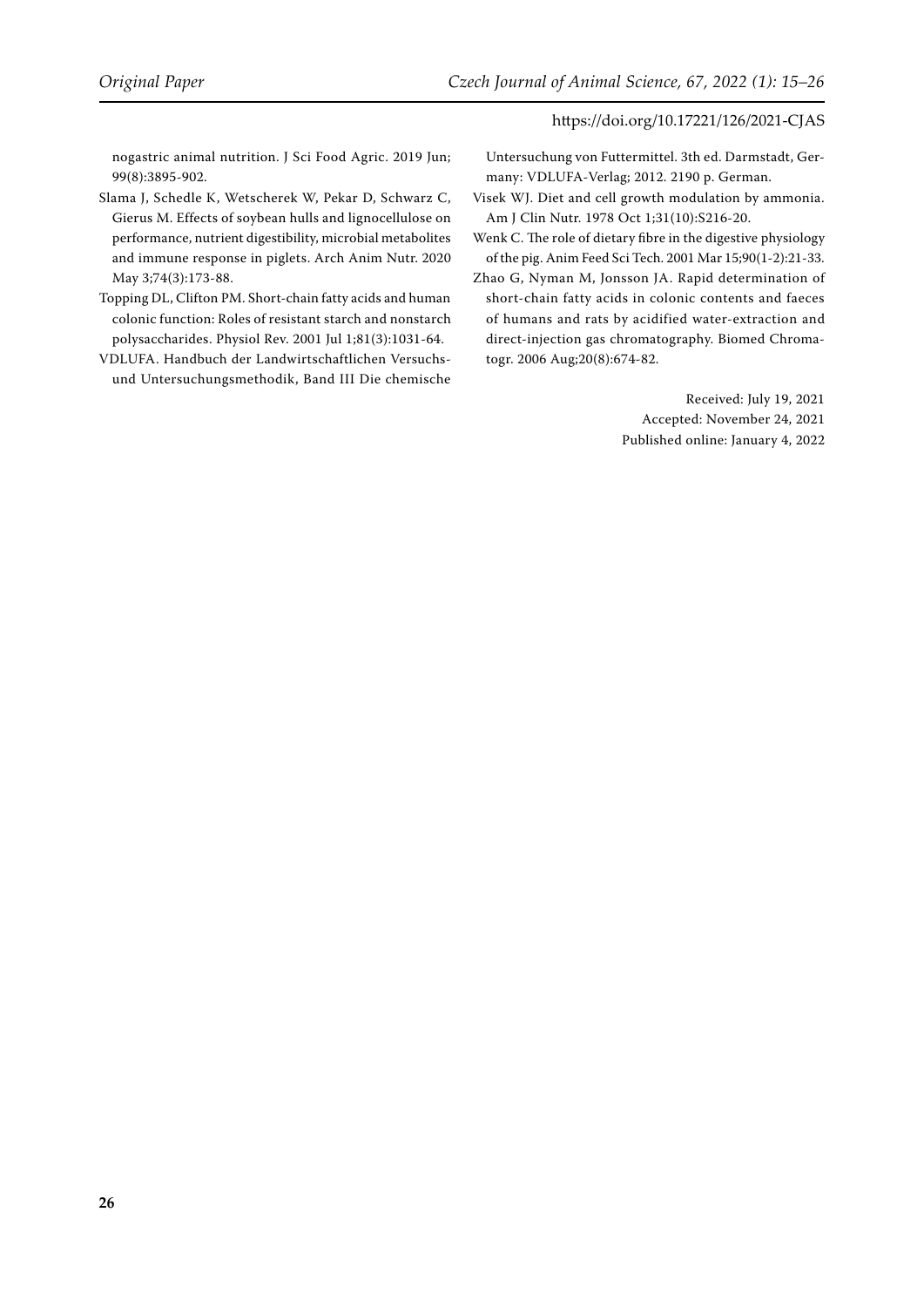nogastric animal nutrition. J Sci Food Agric. 2019 Jun; 99(8):3895-902.

Slama J, Schedle K, Wetscherek W, Pekar D, Schwarz C, Gierus M. Effects of soybean hulls and lignocellulose on performance, nutrient digestibility, microbial metabolites and immune response in piglets. Arch Anim Nutr. 2020 May 3;74(3):173-88.

Topping DL, Clifton PM. Short-chain fatty acids and human colonic function: Roles of resistant starch and nonstarch polysaccharides. Physiol Rev. 2001 Jul 1;81(3):1031-64.

VDLUFA. Handbuch der Landwirtschaftlichen Versuchs- und Untersuchungsmethodik, Band III Die chemische Untersuchung von Futtermittel. 3th ed. Darmstadt, Germany: VDLUFA-Verlag; 2012. 2190 p. German.

Visek WJ. Diet and cell growth modulation by ammonia. Am J Clin Nutr. 1978 Oct 1;31(10):S216-20.

Wenk C. The role of dietary fibre in the digestive physiology of the pig. Anim Feed Sci Tech. 2001 Mar 15;90(1-2):21-33.

Zhao G, Nyman M, Jonsson JA. Rapid determination of short-chain fatty acids in colonic contents and faeces of humans and rats by acidified water-extraction and direct-injection gas chromatography. Biomed Chromatogr. 2006 Aug;20(8):674-82.

Received: July 19, 2021
Accepted: November 24, 2021
Published online: January 4, 2022